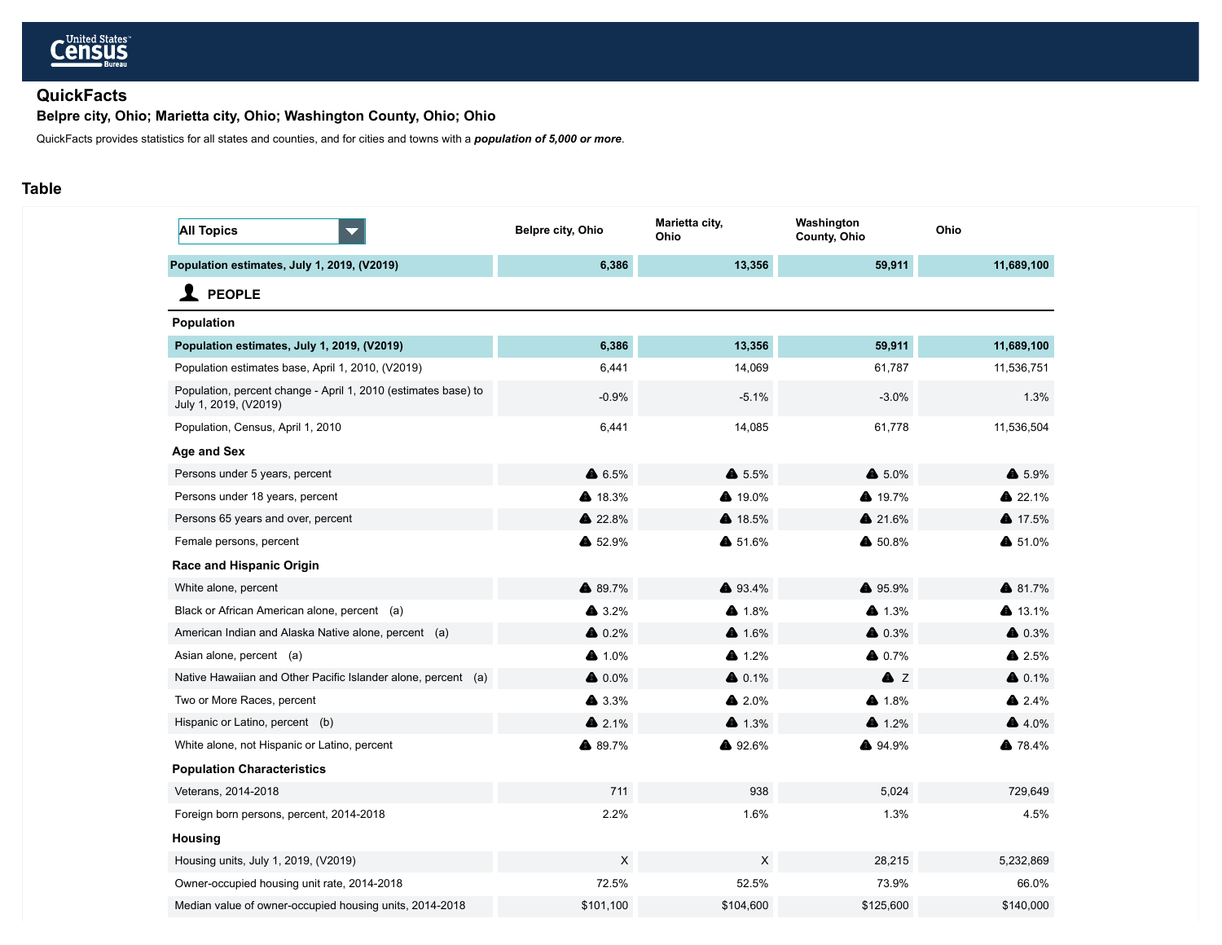United States Census Bureau

# QuickFacts

## Belpre city, Ohio; Marietta city, Ohio; Washington County, Ohio; Ohio

QuickFacts provides statistics for all states and counties, and for cities and towns with a ***population of 5,000 or more***.

## Table

| All Topics | Belpre city, Ohio | Marietta city, Ohio | Washington County, Ohio | Ohio |
|---|---|---|---|---|
| **Population estimates, July 1, 2019, (V2019)** | **6,386** | **13,356** | **59,911** | **11,689,100** |
| **PEOPLE** | | | | |
| **Population** | | | | |
| **Population estimates, July 1, 2019, (V2019)** | **6,386** | **13,356** | **59,911** | **11,689,100** |
| Population estimates base, April 1, 2010, (V2019) | 6,441 | 14,069 | 61,787 | 11,536,751 |
| Population, percent change - April 1, 2010 (estimates base) to July 1, 2019, (V2019) | -0.9% | -5.1% | -3.0% | 1.3% |
| Population, Census, April 1, 2010 | 6,441 | 14,085 | 61,778 | 11,536,504 |
| **Age and Sex** | | | | |
| Persons under 5 years, percent | 6.5% | 5.5% | 5.0% | 5.9% |
| Persons under 18 years, percent | 18.3% | 19.0% | 19.7% | 22.1% |
| Persons 65 years and over, percent | 22.8% | 18.5% | 21.6% | 17.5% |
| Female persons, percent | 52.9% | 51.6% | 50.8% | 51.0% |
| **Race and Hispanic Origin** | | | | |
| White alone, percent | 89.7% | 93.4% | 95.9% | 81.7% |
| Black or African American alone, percent (a) | 3.2% | 1.8% | 1.3% | 13.1% |
| American Indian and Alaska Native alone, percent (a) | 0.2% | 1.6% | 0.3% | 0.3% |
| Asian alone, percent (a) | 1.0% | 1.2% | 0.7% | 2.5% |
| Native Hawaiian and Other Pacific Islander alone, percent (a) | 0.0% | 0.1% | Z | 0.1% |
| Two or More Races, percent | 3.3% | 2.0% | 1.8% | 2.4% |
| Hispanic or Latino, percent (b) | 2.1% | 1.3% | 1.2% | 4.0% |
| White alone, not Hispanic or Latino, percent | 89.7% | 92.6% | 94.9% | 78.4% |
| **Population Characteristics** | | | | |
| Veterans, 2014-2018 | 711 | 938 | 5,024 | 729,649 |
| Foreign born persons, percent, 2014-2018 | 2.2% | 1.6% | 1.3% | 4.5% |
| **Housing** | | | | |
| Housing units, July 1, 2019, (V2019) | X | X | 28,215 | 5,232,869 |
| Owner-occupied housing unit rate, 2014-2018 | 72.5% | 52.5% | 73.9% | 66.0% |
| Median value of owner-occupied housing units, 2014-2018 | $101,100 | $104,600 | $125,600 | $140,000 |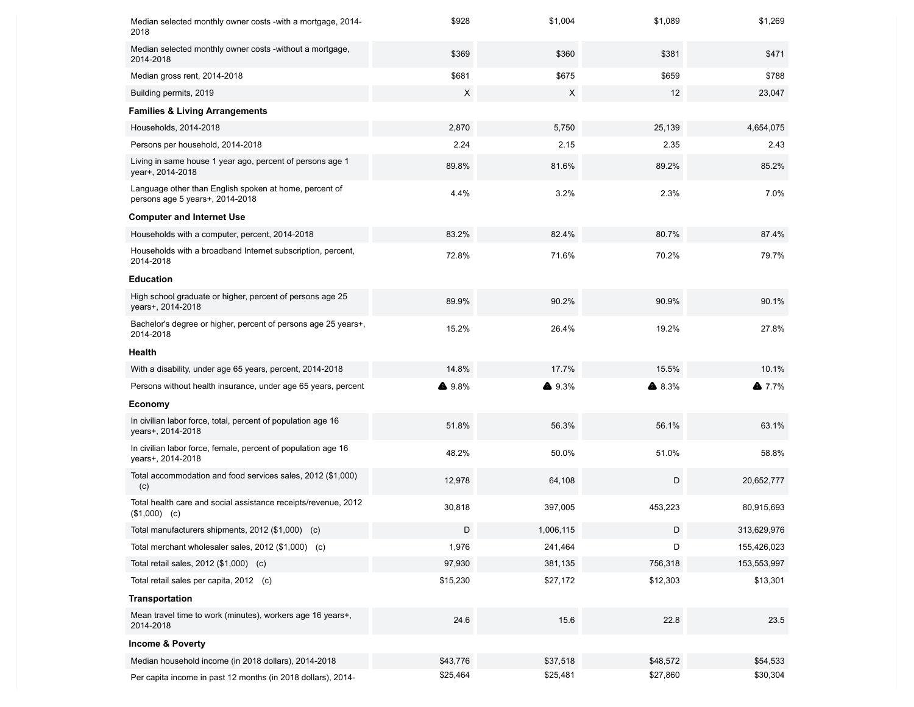| | | | | |
|---|---|---|---|---|
| Median selected monthly owner costs -with a mortgage, 2014-2018 | $928 | $1,004 | $1,089 | $1,269 |
| Median selected monthly owner costs -without a mortgage, 2014-2018 | $369 | $360 | $381 | $471 |
| Median gross rent, 2014-2018 | $681 | $675 | $659 | $788 |
| Building permits, 2019 | X | X | 12 | 23,047 |
| **Families & Living Arrangements** | | | | |
| Households, 2014-2018 | 2,870 | 5,750 | 25,139 | 4,654,075 |
| Persons per household, 2014-2018 | 2.24 | 2.15 | 2.35 | 2.43 |
| Living in same house 1 year ago, percent of persons age 1 year+, 2014-2018 | 89.8% | 81.6% | 89.2% | 85.2% |
| Language other than English spoken at home, percent of persons age 5 years+, 2014-2018 | 4.4% | 3.2% | 2.3% | 7.0% |
| **Computer and Internet Use** | | | | |
| Households with a computer, percent, 2014-2018 | 83.2% | 82.4% | 80.7% | 87.4% |
| Households with a broadband Internet subscription, percent, 2014-2018 | 72.8% | 71.6% | 70.2% | 79.7% |
| **Education** | | | | |
| High school graduate or higher, percent of persons age 25 years+, 2014-2018 | 89.9% | 90.2% | 90.9% | 90.1% |
| Bachelor's degree or higher, percent of persons age 25 years+, 2014-2018 | 15.2% | 26.4% | 19.2% | 27.8% |
| **Health** | | | | |
| With a disability, under age 65 years, percent, 2014-2018 | 14.8% | 17.7% | 15.5% | 10.1% |
| Persons without health insurance, under age 65 years, percent | ⚠ 9.8% | ⚠ 9.3% | ⚠ 8.3% | ⚠ 7.7% |
| **Economy** | | | | |
| In civilian labor force, total, percent of population age 16 years+, 2014-2018 | 51.8% | 56.3% | 56.1% | 63.1% |
| In civilian labor force, female, percent of population age 16 years+, 2014-2018 | 48.2% | 50.0% | 51.0% | 58.8% |
| Total accommodation and food services sales, 2012 ($1,000) (c) | 12,978 | 64,108 | D | 20,652,777 |
| Total health care and social assistance receipts/revenue, 2012 ($1,000) (c) | 30,818 | 397,005 | 453,223 | 80,915,693 |
| Total manufacturers shipments, 2012 ($1,000) (c) | D | 1,006,115 | D | 313,629,976 |
| Total merchant wholesaler sales, 2012 ($1,000) (c) | 1,976 | 241,464 | D | 155,426,023 |
| Total retail sales, 2012 ($1,000) (c) | 97,930 | 381,135 | 756,318 | 153,553,997 |
| Total retail sales per capita, 2012 (c) | $15,230 | $27,172 | $12,303 | $13,301 |
| **Transportation** | | | | |
| Mean travel time to work (minutes), workers age 16 years+, 2014-2018 | 24.6 | 15.6 | 22.8 | 23.5 |
| **Income & Poverty** | | | | |
| Median household income (in 2018 dollars), 2014-2018 | $43,776 | $37,518 | $48,572 | $54,533 |
| Per capita income in past 12 months (in 2018 dollars), 2014- | $25,464 | $25,481 | $27,860 | $30,304 |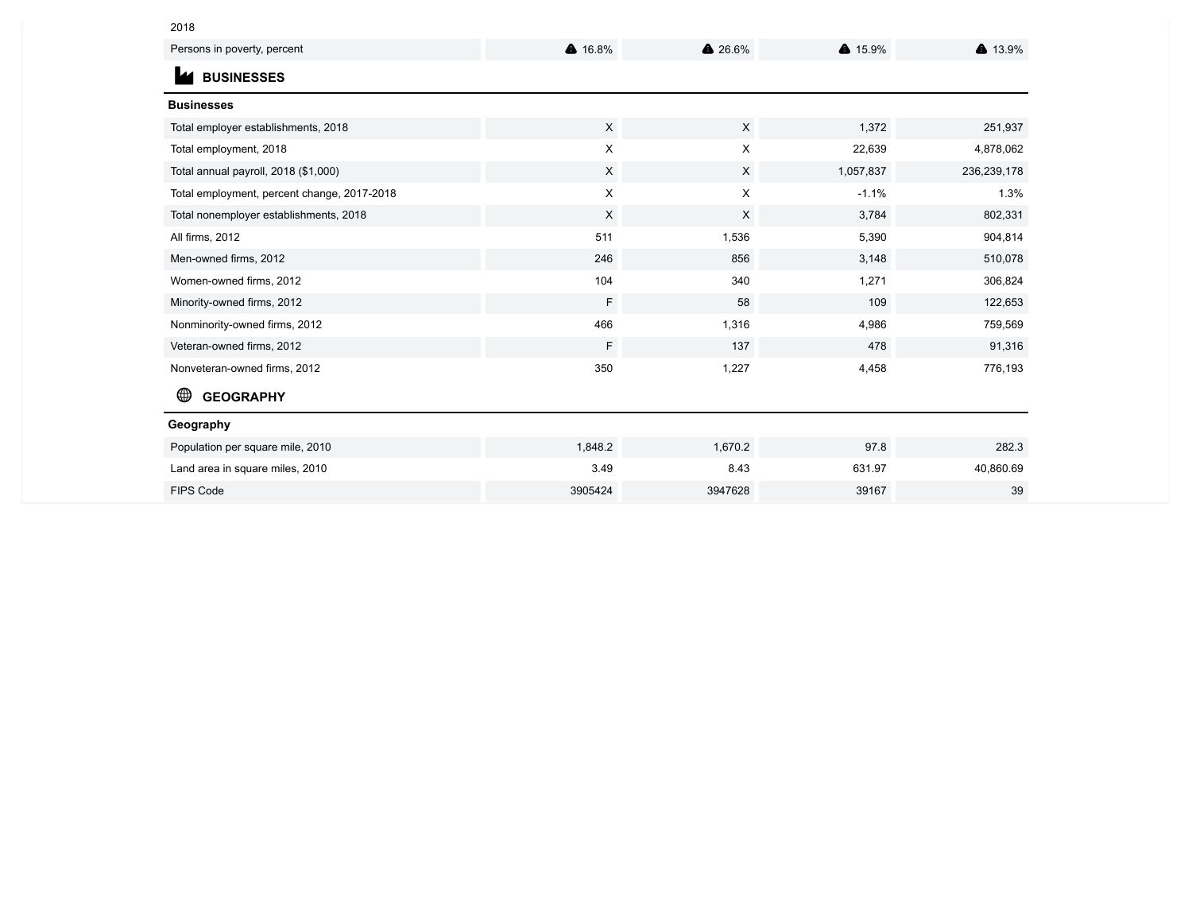2018

| Persons in poverty, percent | 16.8% | 26.6% | 15.9% | 13.9% |
|---|---|---|---|---|

## BUSINESSES

| Businesses | | | | |
|---|---|---|---|---|
| Total employer establishments, 2018 | X | X | 1,372 | 251,937 |
| Total employment, 2018 | X | X | 22,639 | 4,878,062 |
| Total annual payroll, 2018 ($1,000) | X | X | 1,057,837 | 236,239,178 |
| Total employment, percent change, 2017-2018 | X | X | -1.1% | 1.3% |
| Total nonemployer establishments, 2018 | X | X | 3,784 | 802,331 |
| All firms, 2012 | 511 | 1,536 | 5,390 | 904,814 |
| Men-owned firms, 2012 | 246 | 856 | 3,148 | 510,078 |
| Women-owned firms, 2012 | 104 | 340 | 1,271 | 306,824 |
| Minority-owned firms, 2012 | F | 58 | 109 | 122,653 |
| Nonminority-owned firms, 2012 | 466 | 1,316 | 4,986 | 759,569 |
| Veteran-owned firms, 2012 | F | 137 | 478 | 91,316 |
| Nonveteran-owned firms, 2012 | 350 | 1,227 | 4,458 | 776,193 |

## GEOGRAPHY

| Geography | | | | |
|---|---|---|---|---|
| Population per square mile, 2010 | 1,848.2 | 1,670.2 | 97.8 | 282.3 |
| Land area in square miles, 2010 | 3.49 | 8.43 | 631.97 | 40,860.69 |
| FIPS Code | 3905424 | 3947628 | 39167 | 39 |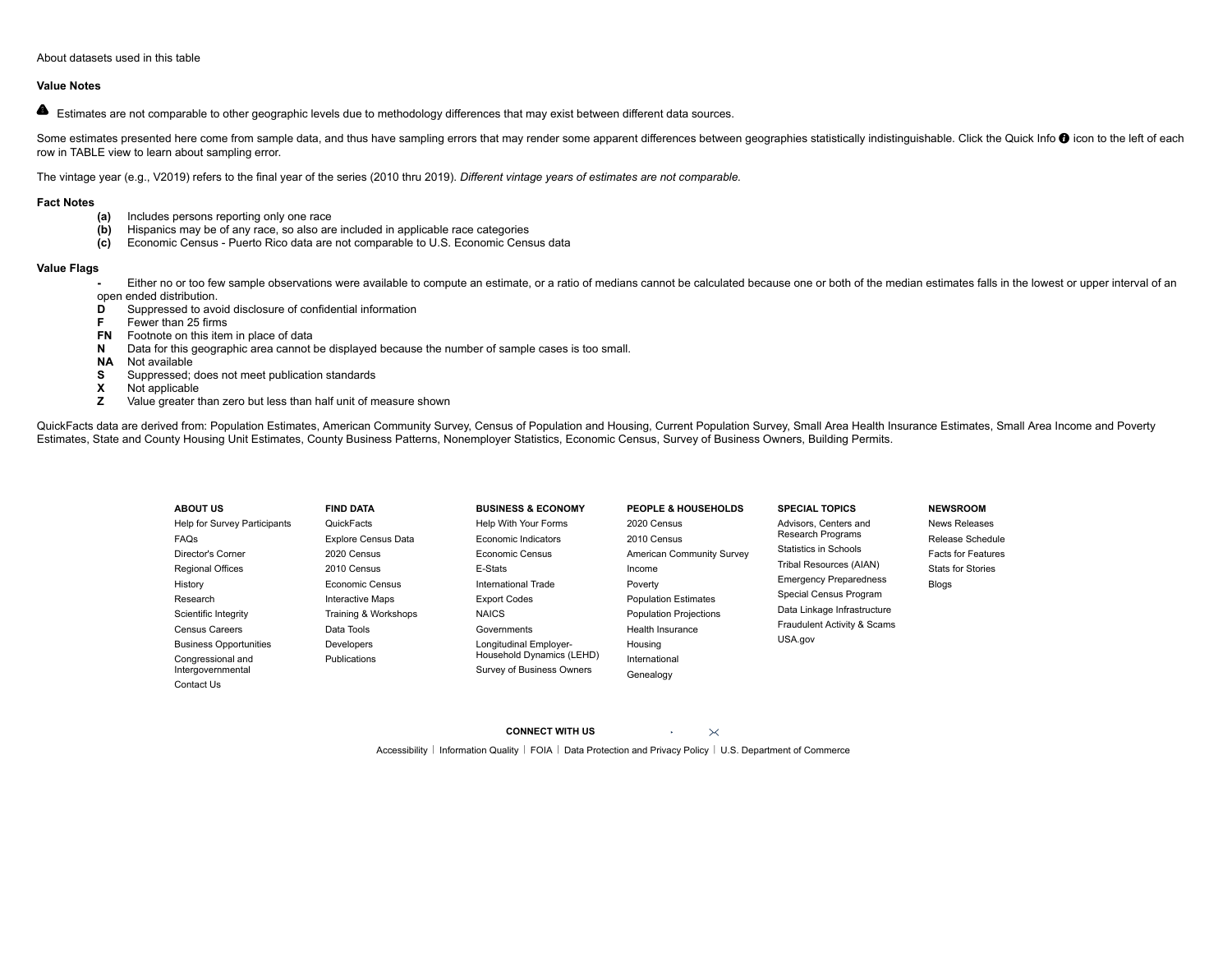About datasets used in this table

**Value Notes**

Estimates are not comparable to other geographic levels due to methodology differences that may exist between different data sources.

Some estimates presented here come from sample data, and thus have sampling errors that may render some apparent differences between geographies statistically indistinguishable. Click the Quick Info icon to the left of each row in TABLE view to learn about sampling error.

The vintage year (e.g., V2019) refers to the final year of the series (2010 thru 2019). *Different vintage years of estimates are not comparable.*

**Fact Notes**

- **(a)** Includes persons reporting only one race
- **(b)** Hispanics may be of any race, so also are included in applicable race categories
- **(c)** Economic Census - Puerto Rico data are not comparable to U.S. Economic Census data

**Value Flags**

- **-** Either no or too few sample observations were available to compute an estimate, or a ratio of medians cannot be calculated because one or both of the median estimates falls in the lowest or upper interval of an open ended distribution.
- **D** Suppressed to avoid disclosure of confidential information
- **F** Fewer than 25 firms
- **FN** Footnote on this item in place of data
- **N** Data for this geographic area cannot be displayed because the number of sample cases is too small.
- **NA** Not available
- **S** Suppressed; does not meet publication standards
- **X** Not applicable
- **Z** Value greater than zero but less than half unit of measure shown

QuickFacts data are derived from: Population Estimates, American Community Survey, Census of Population and Housing, Current Population Survey, Small Area Health Insurance Estimates, Small Area Income and Poverty Estimates, State and County Housing Unit Estimates, County Business Patterns, Nonemployer Statistics, Economic Census, Survey of Business Owners, Building Permits.

**ABOUT US**

- Help for Survey Participants
- FAQs
- Director's Corner
- Regional Offices
- History
- Research
- Scientific Integrity
- Census Careers
- Business Opportunities
- Congressional and Intergovernmental
- Contact Us

**FIND DATA**

- QuickFacts
- Explore Census Data
- 2020 Census
- 2010 Census
- Economic Census
- Interactive Maps
- Training & Workshops
- Data Tools
- Developers
- Publications

**BUSINESS & ECONOMY**

- Help With Your Forms
- Economic Indicators
- Economic Census
- E-Stats
- International Trade
- Export Codes
- NAICS
- Governments
- Longitudinal Employer-Household Dynamics (LEHD)
- Survey of Business Owners

**PEOPLE & HOUSEHOLDS**

- 2020 Census
- 2010 Census
- American Community Survey
- Income
- Poverty
- Population Estimates
- Population Projections
- Health Insurance
- Housing
- International
- Genealogy

**SPECIAL TOPICS**

- Advisors, Centers and Research Programs
- Statistics in Schools
- Tribal Resources (AIAN)
- Emergency Preparedness
- Special Census Program
- Data Linkage Infrastructure
- Fraudulent Activity & Scams
- USA.gov

**NEWSROOM**

- News Releases
- Release Schedule
- Facts for Features
- Stats for Stories
- Blogs

**CONNECT WITH US**

Accessibility | Information Quality | FOIA | Data Protection and Privacy Policy | U.S. Department of Commerce